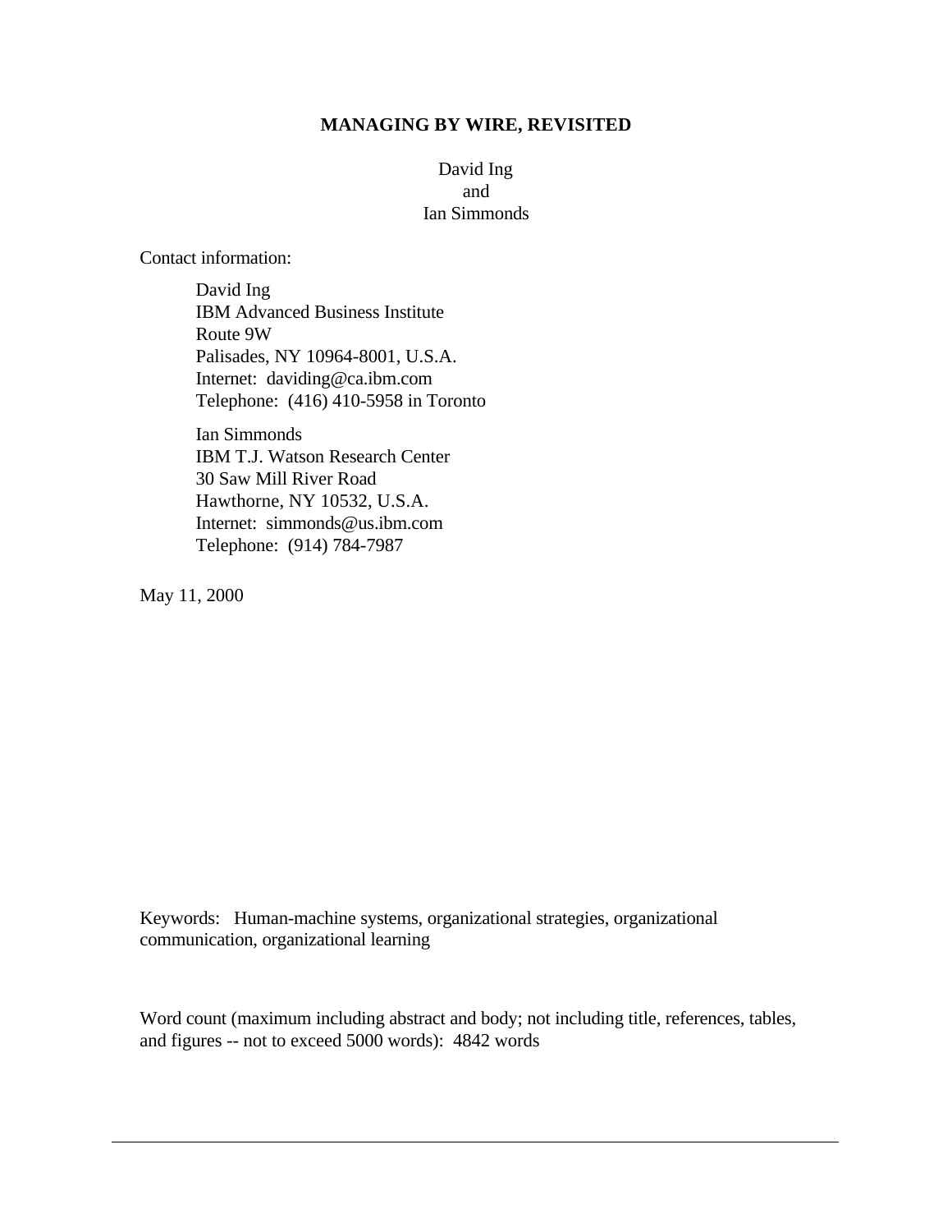# MANAGING BY WIRE, REVISITED

David Ing
and
Ian Simmonds

Contact information:

David Ing
IBM Advanced Business Institute
Route 9W
Palisades, NY 10964-8001, U.S.A.
Internet: daviding@ca.ibm.com
Telephone: (416) 410-5958 in Toronto

Ian Simmonds
IBM T.J. Watson Research Center
30 Saw Mill River Road
Hawthorne, NY 10532, U.S.A.
Internet: simmonds@us.ibm.com
Telephone: (914) 784-7987

May 11, 2000

Keywords: Human-machine systems, organizational strategies, organizational communication, organizational learning

Word count (maximum including abstract and body; not including title, references, tables, and figures -- not to exceed 5000 words): 4842 words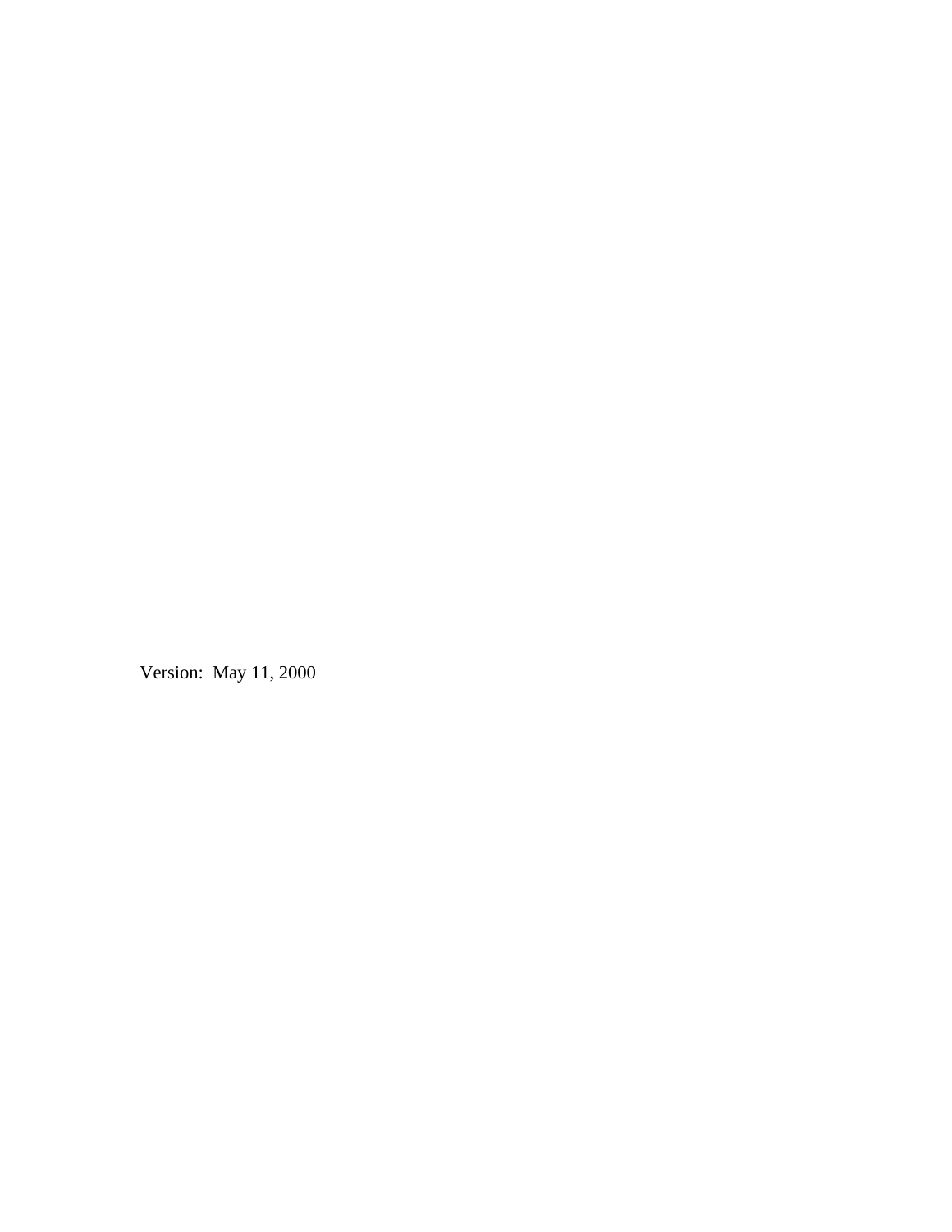Version: May 11, 2000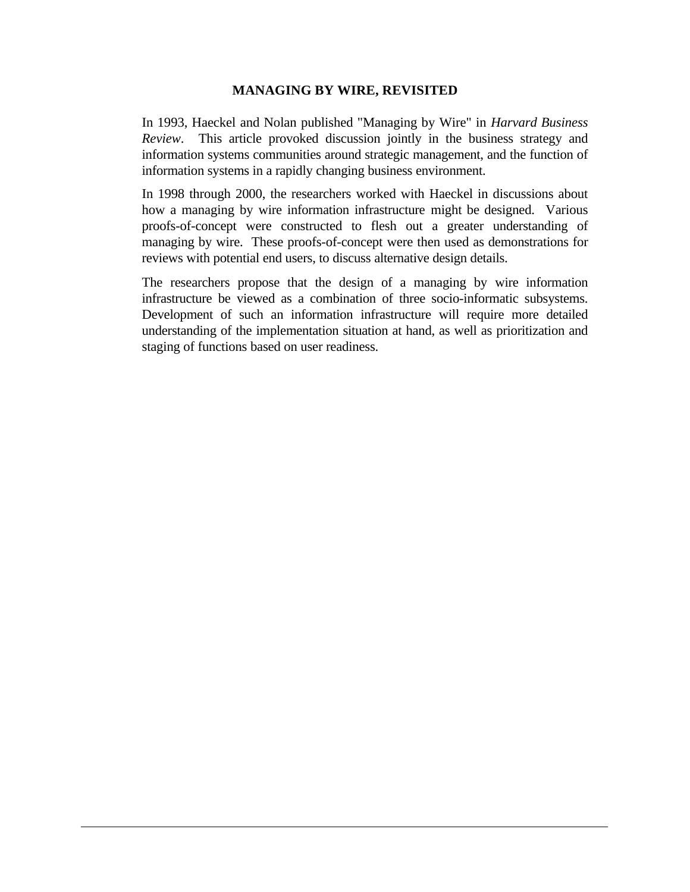# MANAGING BY WIRE, REVISITED

In 1993, Haeckel and Nolan published "Managing by Wire" in *Harvard Business Review*. This article provoked discussion jointly in the business strategy and information systems communities around strategic management, and the function of information systems in a rapidly changing business environment.

In 1998 through 2000, the researchers worked with Haeckel in discussions about how a managing by wire information infrastructure might be designed. Various proofs-of-concept were constructed to flesh out a greater understanding of managing by wire. These proofs-of-concept were then used as demonstrations for reviews with potential end users, to discuss alternative design details.

The researchers propose that the design of a managing by wire information infrastructure be viewed as a combination of three socio-informatic subsystems. Development of such an information infrastructure will require more detailed understanding of the implementation situation at hand, as well as prioritization and staging of functions based on user readiness.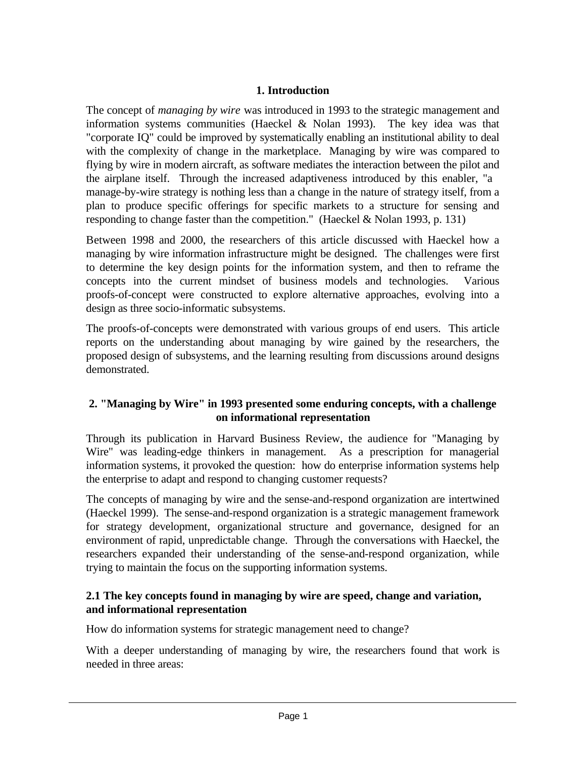## 1. Introduction

The concept of *managing by wire* was introduced in 1993 to the strategic management and information systems communities (Haeckel & Nolan 1993). The key idea was that "corporate IQ" could be improved by systematically enabling an institutional ability to deal with the complexity of change in the marketplace. Managing by wire was compared to flying by wire in modern aircraft, as software mediates the interaction between the pilot and the airplane itself. Through the increased adaptiveness introduced by this enabler, "a manage-by-wire strategy is nothing less than a change in the nature of strategy itself, from a plan to produce specific offerings for specific markets to a structure for sensing and responding to change faster than the competition." (Haeckel & Nolan 1993, p. 131)

Between 1998 and 2000, the researchers of this article discussed with Haeckel how a managing by wire information infrastructure might be designed. The challenges were first to determine the key design points for the information system, and then to reframe the concepts into the current mindset of business models and technologies. Various proofs-of-concept were constructed to explore alternative approaches, evolving into a design as three socio-informatic subsystems.

The proofs-of-concepts were demonstrated with various groups of end users. This article reports on the understanding about managing by wire gained by the researchers, the proposed design of subsystems, and the learning resulting from discussions around designs demonstrated.

## 2. "Managing by Wire" in 1993 presented some enduring concepts, with a challenge on informational representation

Through its publication in Harvard Business Review, the audience for "Managing by Wire" was leading-edge thinkers in management. As a prescription for managerial information systems, it provoked the question: how do enterprise information systems help the enterprise to adapt and respond to changing customer requests?

The concepts of managing by wire and the sense-and-respond organization are intertwined (Haeckel 1999). The sense-and-respond organization is a strategic management framework for strategy development, organizational structure and governance, designed for an environment of rapid, unpredictable change. Through the conversations with Haeckel, the researchers expanded their understanding of the sense-and-respond organization, while trying to maintain the focus on the supporting information systems.

### 2.1 The key concepts found in managing by wire are speed, change and variation, and informational representation

How do information systems for strategic management need to change?

With a deeper understanding of managing by wire, the researchers found that work is needed in three areas: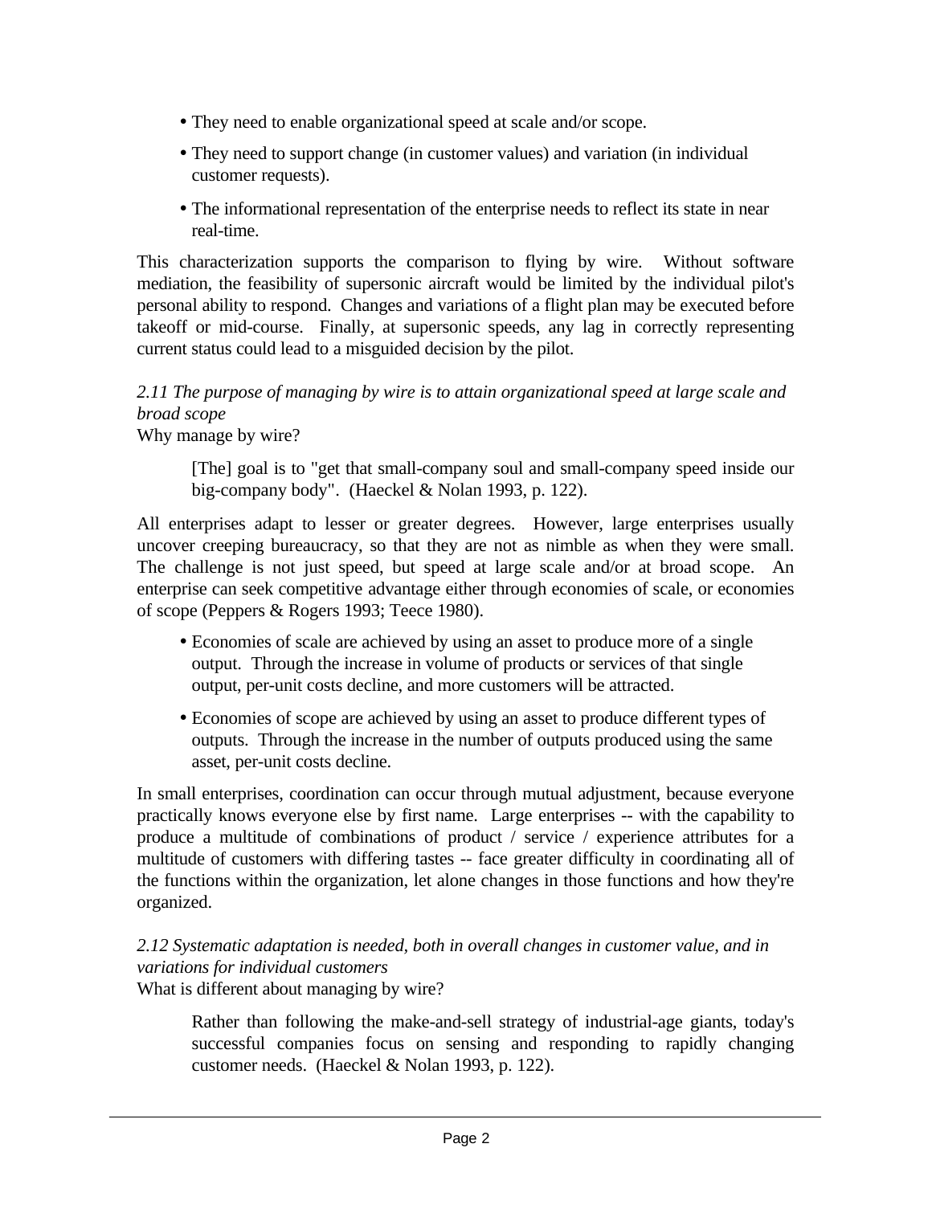- They need to enable organizational speed at scale and/or scope.
- They need to support change (in customer values) and variation (in individual customer requests).
- The informational representation of the enterprise needs to reflect its state in near real-time.

This characterization supports the comparison to flying by wire. Without software mediation, the feasibility of supersonic aircraft would be limited by the individual pilot's personal ability to respond. Changes and variations of a flight plan may be executed before takeoff or mid-course. Finally, at supersonic speeds, any lag in correctly representing current status could lead to a misguided decision by the pilot.

*2.11 The purpose of managing by wire is to attain organizational speed at large scale and broad scope*

Why manage by wire?

> [The] goal is to "get that small-company soul and small-company speed inside our big-company body". (Haeckel & Nolan 1993, p. 122).

All enterprises adapt to lesser or greater degrees. However, large enterprises usually uncover creeping bureaucracy, so that they are not as nimble as when they were small. The challenge is not just speed, but speed at large scale and/or at broad scope. An enterprise can seek competitive advantage either through economies of scale, or economies of scope (Peppers & Rogers 1993; Teece 1980).

- Economies of scale are achieved by using an asset to produce more of a single output. Through the increase in volume of products or services of that single output, per-unit costs decline, and more customers will be attracted.
- Economies of scope are achieved by using an asset to produce different types of outputs. Through the increase in the number of outputs produced using the same asset, per-unit costs decline.

In small enterprises, coordination can occur through mutual adjustment, because everyone practically knows everyone else by first name. Large enterprises -- with the capability to produce a multitude of combinations of product / service / experience attributes for a multitude of customers with differing tastes -- face greater difficulty in coordinating all of the functions within the organization, let alone changes in those functions and how they're organized.

*2.12 Systematic adaptation is needed, both in overall changes in customer value, and in variations for individual customers*

What is different about managing by wire?

> Rather than following the make-and-sell strategy of industrial-age giants, today's successful companies focus on sensing and responding to rapidly changing customer needs. (Haeckel & Nolan 1993, p. 122).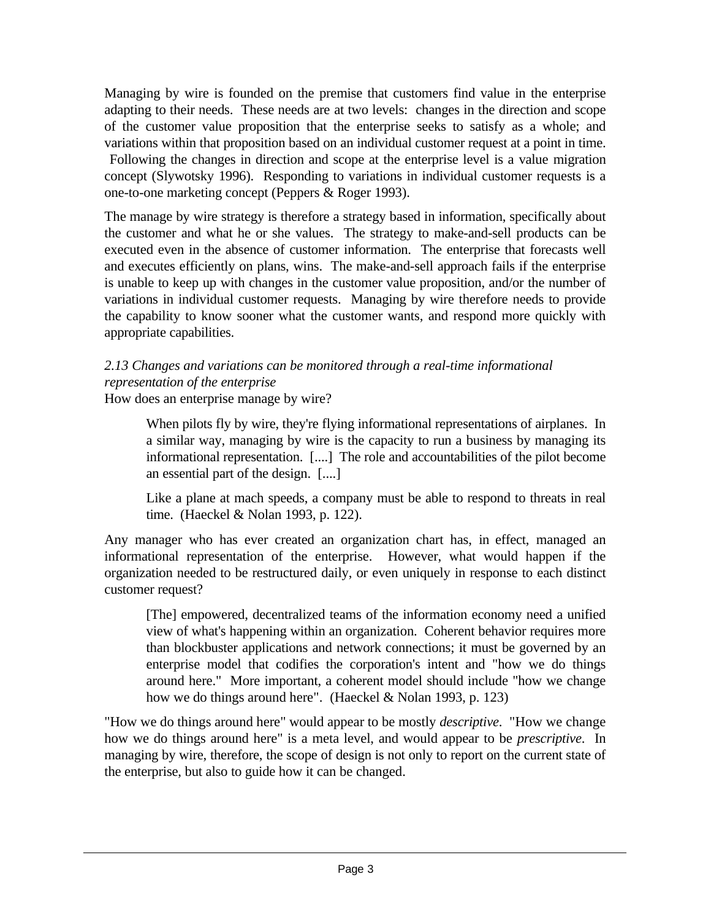Managing by wire is founded on the premise that customers find value in the enterprise adapting to their needs. These needs are at two levels: changes in the direction and scope of the customer value proposition that the enterprise seeks to satisfy as a whole; and variations within that proposition based on an individual customer request at a point in time. Following the changes in direction and scope at the enterprise level is a value migration concept (Slywotsky 1996). Responding to variations in individual customer requests is a one-to-one marketing concept (Peppers & Roger 1993).

The manage by wire strategy is therefore a strategy based in information, specifically about the customer and what he or she values. The strategy to make-and-sell products can be executed even in the absence of customer information. The enterprise that forecasts well and executes efficiently on plans, wins. The make-and-sell approach fails if the enterprise is unable to keep up with changes in the customer value proposition, and/or the number of variations in individual customer requests. Managing by wire therefore needs to provide the capability to know sooner what the customer wants, and respond more quickly with appropriate capabilities.

*2.13 Changes and variations can be monitored through a real-time informational representation of the enterprise*

How does an enterprise manage by wire?

> When pilots fly by wire, they're flying informational representations of airplanes. In a similar way, managing by wire is the capacity to run a business by managing its informational representation. [....] The role and accountabilities of the pilot become an essential part of the design. [....]
>
> Like a plane at mach speeds, a company must be able to respond to threats in real time. (Haeckel & Nolan 1993, p. 122).

Any manager who has ever created an organization chart has, in effect, managed an informational representation of the enterprise. However, what would happen if the organization needed to be restructured daily, or even uniquely in response to each distinct customer request?

> [The] empowered, decentralized teams of the information economy need a unified view of what's happening within an organization. Coherent behavior requires more than blockbuster applications and network connections; it must be governed by an enterprise model that codifies the corporation's intent and "how we do things around here." More important, a coherent model should include "how we change how we do things around here". (Haeckel & Nolan 1993, p. 123)

"How we do things around here" would appear to be mostly *descriptive*. "How we change how we do things around here" is a meta level, and would appear to be *prescriptive*. In managing by wire, therefore, the scope of design is not only to report on the current state of the enterprise, but also to guide how it can be changed.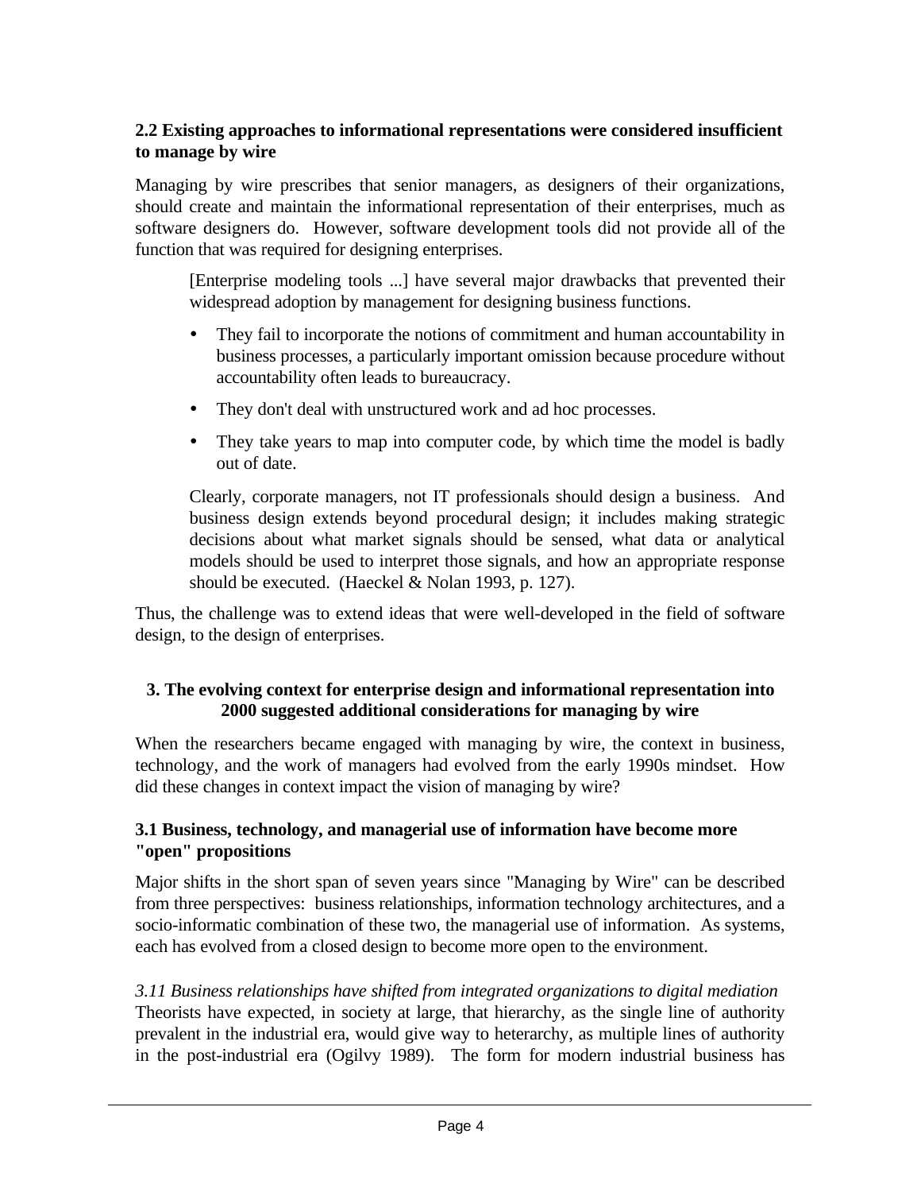### 2.2 Existing approaches to informational representations were considered insufficient to manage by wire

Managing by wire prescribes that senior managers, as designers of their organizations, should create and maintain the informational representation of their enterprises, much as software designers do. However, software development tools did not provide all of the function that was required for designing enterprises.

> [Enterprise modeling tools ...] have several major drawbacks that prevented their widespread adoption by management for designing business functions.
>
> - They fail to incorporate the notions of commitment and human accountability in business processes, a particularly important omission because procedure without accountability often leads to bureaucracy.
> - They don't deal with unstructured work and ad hoc processes.
> - They take years to map into computer code, by which time the model is badly out of date.
>
> Clearly, corporate managers, not IT professionals should design a business. And business design extends beyond procedural design; it includes making strategic decisions about what market signals should be sensed, what data or analytical models should be used to interpret those signals, and how an appropriate response should be executed. (Haeckel & Nolan 1993, p. 127).

Thus, the challenge was to extend ideas that were well-developed in the field of software design, to the design of enterprises.

## 3. The evolving context for enterprise design and informational representation into 2000 suggested additional considerations for managing by wire

When the researchers became engaged with managing by wire, the context in business, technology, and the work of managers had evolved from the early 1990s mindset. How did these changes in context impact the vision of managing by wire?

### 3.1 Business, technology, and managerial use of information have become more "open" propositions

Major shifts in the short span of seven years since "Managing by Wire" can be described from three perspectives: business relationships, information technology architectures, and a socio-informatic combination of these two, the managerial use of information. As systems, each has evolved from a closed design to become more open to the environment.

*3.11 Business relationships have shifted from integrated organizations to digital mediation*

Theorists have expected, in society at large, that hierarchy, as the single line of authority prevalent in the industrial era, would give way to heterarchy, as multiple lines of authority in the post-industrial era (Ogilvy 1989). The form for modern industrial business has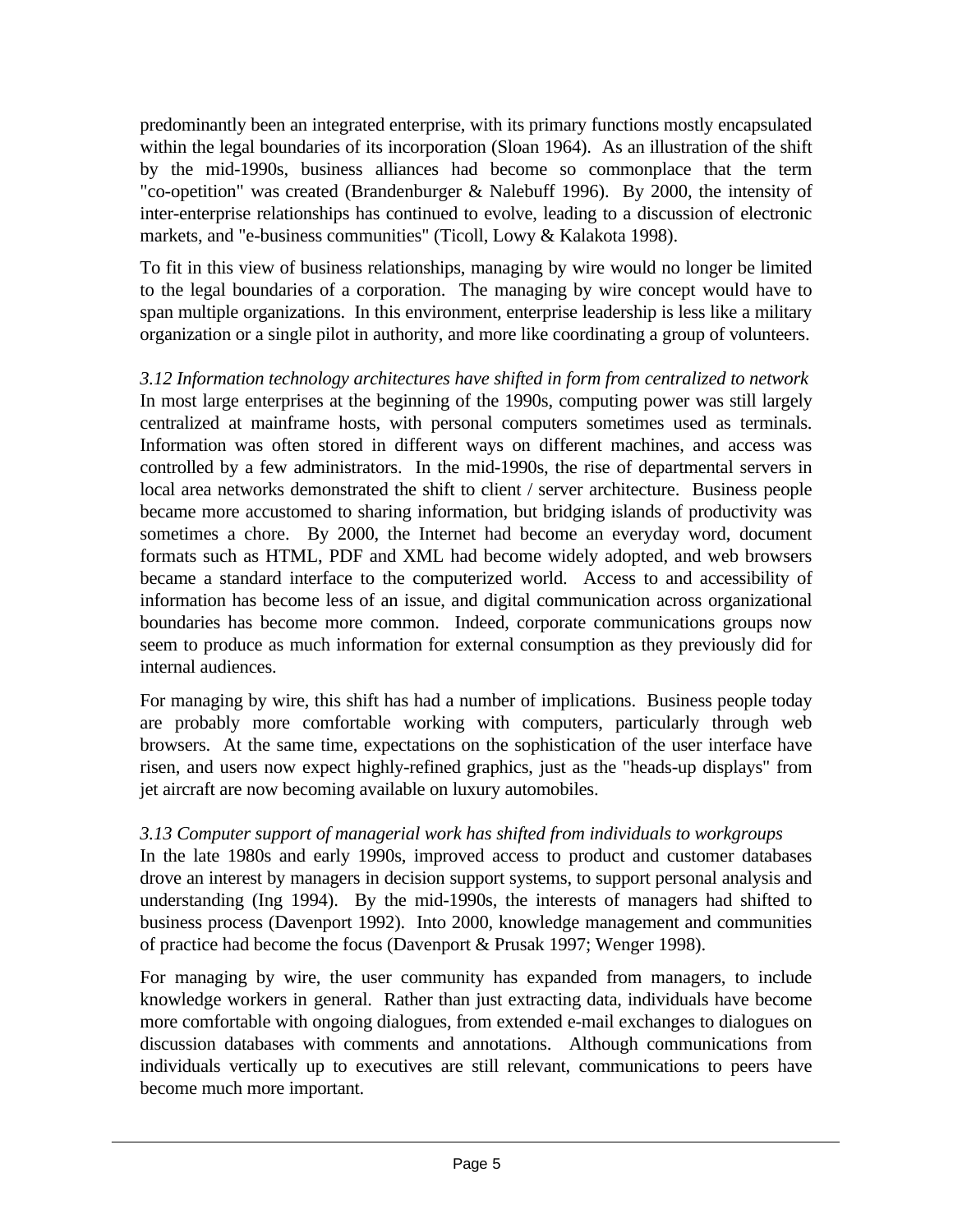predominantly been an integrated enterprise, with its primary functions mostly encapsulated within the legal boundaries of its incorporation (Sloan 1964). As an illustration of the shift by the mid-1990s, business alliances had become so commonplace that the term "co-opetition" was created (Brandenburger & Nalebuff 1996). By 2000, the intensity of inter-enterprise relationships has continued to evolve, leading to a discussion of electronic markets, and "e-business communities" (Ticoll, Lowy & Kalakota 1998).

To fit in this view of business relationships, managing by wire would no longer be limited to the legal boundaries of a corporation. The managing by wire concept would have to span multiple organizations. In this environment, enterprise leadership is less like a military organization or a single pilot in authority, and more like coordinating a group of volunteers.

*3.12 Information technology architectures have shifted in form from centralized to network*

In most large enterprises at the beginning of the 1990s, computing power was still largely centralized at mainframe hosts, with personal computers sometimes used as terminals. Information was often stored in different ways on different machines, and access was controlled by a few administrators. In the mid-1990s, the rise of departmental servers in local area networks demonstrated the shift to client / server architecture. Business people became more accustomed to sharing information, but bridging islands of productivity was sometimes a chore. By 2000, the Internet had become an everyday word, document formats such as HTML, PDF and XML had become widely adopted, and web browsers became a standard interface to the computerized world. Access to and accessibility of information has become less of an issue, and digital communication across organizational boundaries has become more common. Indeed, corporate communications groups now seem to produce as much information for external consumption as they previously did for internal audiences.

For managing by wire, this shift has had a number of implications. Business people today are probably more comfortable working with computers, particularly through web browsers. At the same time, expectations on the sophistication of the user interface have risen, and users now expect highly-refined graphics, just as the "heads-up displays" from jet aircraft are now becoming available on luxury automobiles.

*3.13 Computer support of managerial work has shifted from individuals to workgroups*

In the late 1980s and early 1990s, improved access to product and customer databases drove an interest by managers in decision support systems, to support personal analysis and understanding (Ing 1994). By the mid-1990s, the interests of managers had shifted to business process (Davenport 1992). Into 2000, knowledge management and communities of practice had become the focus (Davenport & Prusak 1997; Wenger 1998).

For managing by wire, the user community has expanded from managers, to include knowledge workers in general. Rather than just extracting data, individuals have become more comfortable with ongoing dialogues, from extended e-mail exchanges to dialogues on discussion databases with comments and annotations. Although communications from individuals vertically up to executives are still relevant, communications to peers have become much more important.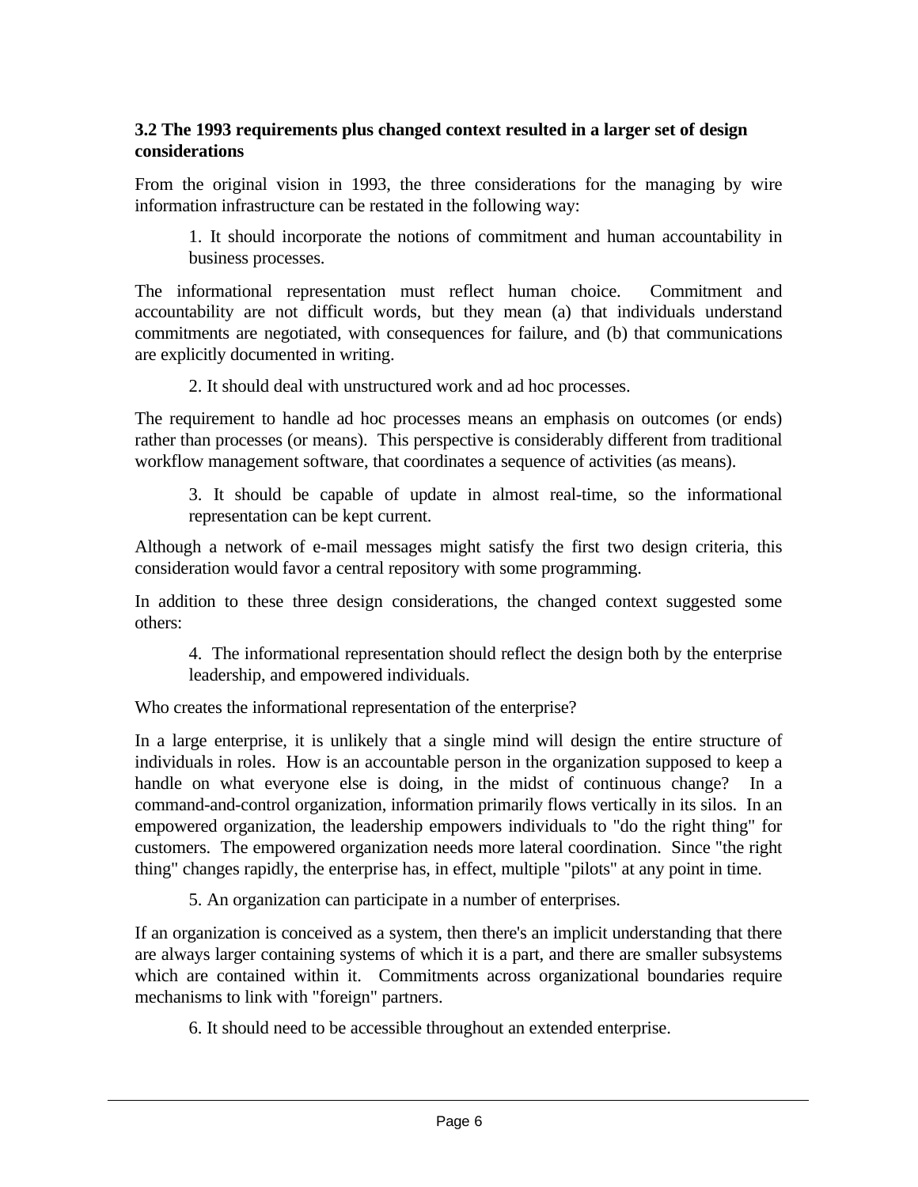### 3.2 The 1993 requirements plus changed context resulted in a larger set of design considerations

From the original vision in 1993, the three considerations for the managing by wire information infrastructure can be restated in the following way:

> 1. It should incorporate the notions of commitment and human accountability in business processes.

The informational representation must reflect human choice. Commitment and accountability are not difficult words, but they mean (a) that individuals understand commitments are negotiated, with consequences for failure, and (b) that communications are explicitly documented in writing.

> 2. It should deal with unstructured work and ad hoc processes.

The requirement to handle ad hoc processes means an emphasis on outcomes (or ends) rather than processes (or means). This perspective is considerably different from traditional workflow management software, that coordinates a sequence of activities (as means).

> 3. It should be capable of update in almost real-time, so the informational representation can be kept current.

Although a network of e-mail messages might satisfy the first two design criteria, this consideration would favor a central repository with some programming.

In addition to these three design considerations, the changed context suggested some others:

> 4. The informational representation should reflect the design both by the enterprise leadership, and empowered individuals.

Who creates the informational representation of the enterprise?

In a large enterprise, it is unlikely that a single mind will design the entire structure of individuals in roles. How is an accountable person in the organization supposed to keep a handle on what everyone else is doing, in the midst of continuous change? In a command-and-control organization, information primarily flows vertically in its silos. In an empowered organization, the leadership empowers individuals to "do the right thing" for customers. The empowered organization needs more lateral coordination. Since "the right thing" changes rapidly, the enterprise has, in effect, multiple "pilots" at any point in time.

> 5. An organization can participate in a number of enterprises.

If an organization is conceived as a system, then there's an implicit understanding that there are always larger containing systems of which it is a part, and there are smaller subsystems which are contained within it. Commitments across organizational boundaries require mechanisms to link with "foreign" partners.

> 6. It should need to be accessible throughout an extended enterprise.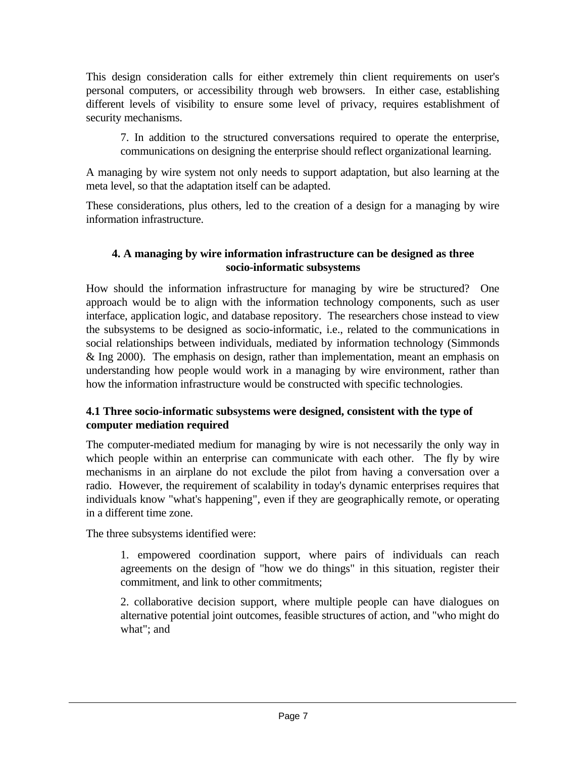This design consideration calls for either extremely thin client requirements on user's personal computers, or accessibility through web browsers. In either case, establishing different levels of visibility to ensure some level of privacy, requires establishment of security mechanisms.

> 7. In addition to the structured conversations required to operate the enterprise, communications on designing the enterprise should reflect organizational learning.

A managing by wire system not only needs to support adaptation, but also learning at the meta level, so that the adaptation itself can be adapted.

These considerations, plus others, led to the creation of a design for a managing by wire information infrastructure.

## 4. A managing by wire information infrastructure can be designed as three socio-informatic subsystems

How should the information infrastructure for managing by wire be structured? One approach would be to align with the information technology components, such as user interface, application logic, and database repository. The researchers chose instead to view the subsystems to be designed as socio-informatic, i.e., related to the communications in social relationships between individuals, mediated by information technology (Simmonds & Ing 2000). The emphasis on design, rather than implementation, meant an emphasis on understanding how people would work in a managing by wire environment, rather than how the information infrastructure would be constructed with specific technologies.

### 4.1 Three socio-informatic subsystems were designed, consistent with the type of computer mediation required

The computer-mediated medium for managing by wire is not necessarily the only way in which people within an enterprise can communicate with each other. The fly by wire mechanisms in an airplane do not exclude the pilot from having a conversation over a radio. However, the requirement of scalability in today's dynamic enterprises requires that individuals know "what's happening", even if they are geographically remote, or operating in a different time zone.

The three subsystems identified were:

> 1. empowered coordination support, where pairs of individuals can reach agreements on the design of "how we do things" in this situation, register their commitment, and link to other commitments;
>
> 2. collaborative decision support, where multiple people can have dialogues on alternative potential joint outcomes, feasible structures of action, and "who might do what"; and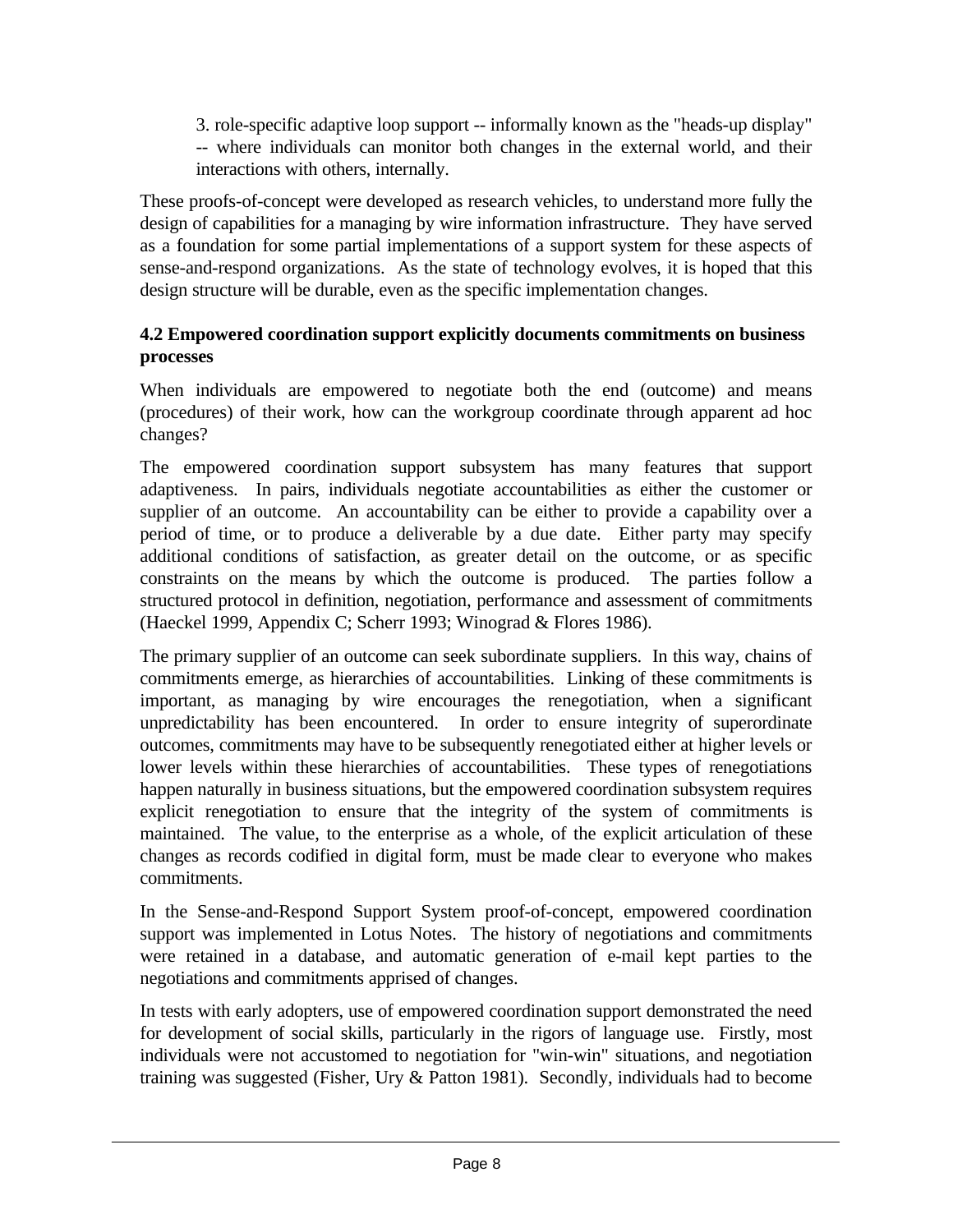3. role-specific adaptive loop support -- informally known as the "heads-up display" -- where individuals can monitor both changes in the external world, and their interactions with others, internally.

These proofs-of-concept were developed as research vehicles, to understand more fully the design of capabilities for a managing by wire information infrastructure. They have served as a foundation for some partial implementations of a support system for these aspects of sense-and-respond organizations. As the state of technology evolves, it is hoped that this design structure will be durable, even as the specific implementation changes.

### 4.2 Empowered coordination support explicitly documents commitments on business processes

When individuals are empowered to negotiate both the end (outcome) and means (procedures) of their work, how can the workgroup coordinate through apparent ad hoc changes?

The empowered coordination support subsystem has many features that support adaptiveness. In pairs, individuals negotiate accountabilities as either the customer or supplier of an outcome. An accountability can be either to provide a capability over a period of time, or to produce a deliverable by a due date. Either party may specify additional conditions of satisfaction, as greater detail on the outcome, or as specific constraints on the means by which the outcome is produced. The parties follow a structured protocol in definition, negotiation, performance and assessment of commitments (Haeckel 1999, Appendix C; Scherr 1993; Winograd & Flores 1986).

The primary supplier of an outcome can seek subordinate suppliers. In this way, chains of commitments emerge, as hierarchies of accountabilities. Linking of these commitments is important, as managing by wire encourages the renegotiation, when a significant unpredictability has been encountered. In order to ensure integrity of superordinate outcomes, commitments may have to be subsequently renegotiated either at higher levels or lower levels within these hierarchies of accountabilities. These types of renegotiations happen naturally in business situations, but the empowered coordination subsystem requires explicit renegotiation to ensure that the integrity of the system of commitments is maintained. The value, to the enterprise as a whole, of the explicit articulation of these changes as records codified in digital form, must be made clear to everyone who makes commitments.

In the Sense-and-Respond Support System proof-of-concept, empowered coordination support was implemented in Lotus Notes. The history of negotiations and commitments were retained in a database, and automatic generation of e-mail kept parties to the negotiations and commitments apprised of changes.

In tests with early adopters, use of empowered coordination support demonstrated the need for development of social skills, particularly in the rigors of language use. Firstly, most individuals were not accustomed to negotiation for "win-win" situations, and negotiation training was suggested (Fisher, Ury & Patton 1981). Secondly, individuals had to become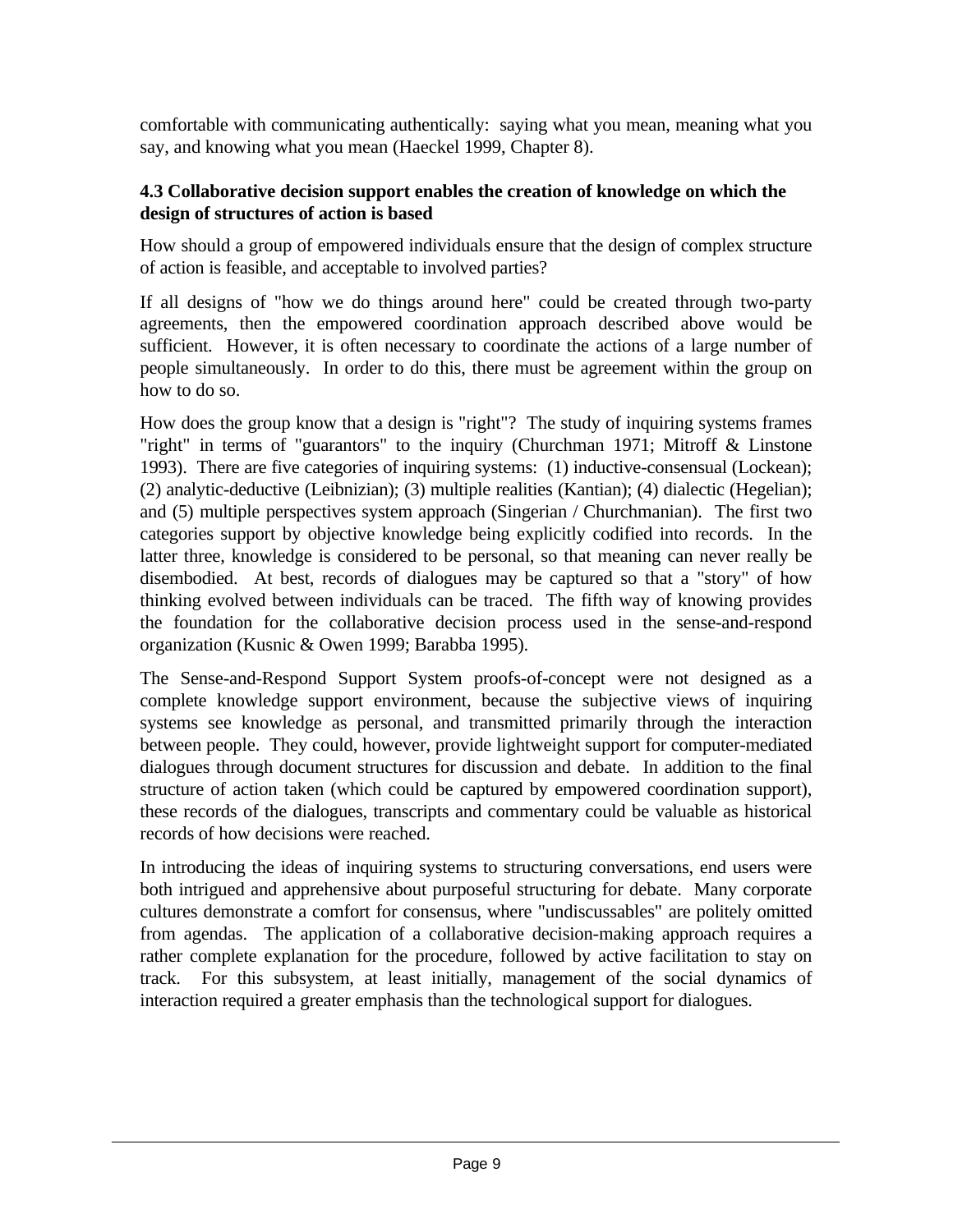comfortable with communicating authentically: saying what you mean, meaning what you say, and knowing what you mean (Haeckel 1999, Chapter 8).

### 4.3 Collaborative decision support enables the creation of knowledge on which the design of structures of action is based

How should a group of empowered individuals ensure that the design of complex structure of action is feasible, and acceptable to involved parties?

If all designs of "how we do things around here" could be created through two-party agreements, then the empowered coordination approach described above would be sufficient. However, it is often necessary to coordinate the actions of a large number of people simultaneously. In order to do this, there must be agreement within the group on how to do so.

How does the group know that a design is "right"? The study of inquiring systems frames "right" in terms of "guarantors" to the inquiry (Churchman 1971; Mitroff & Linstone 1993). There are five categories of inquiring systems: (1) inductive-consensual (Lockean); (2) analytic-deductive (Leibnizian); (3) multiple realities (Kantian); (4) dialectic (Hegelian); and (5) multiple perspectives system approach (Singerian / Churchmanian). The first two categories support by objective knowledge being explicitly codified into records. In the latter three, knowledge is considered to be personal, so that meaning can never really be disembodied. At best, records of dialogues may be captured so that a "story" of how thinking evolved between individuals can be traced. The fifth way of knowing provides the foundation for the collaborative decision process used in the sense-and-respond organization (Kusnic & Owen 1999; Barabba 1995).

The Sense-and-Respond Support System proofs-of-concept were not designed as a complete knowledge support environment, because the subjective views of inquiring systems see knowledge as personal, and transmitted primarily through the interaction between people. They could, however, provide lightweight support for computer-mediated dialogues through document structures for discussion and debate. In addition to the final structure of action taken (which could be captured by empowered coordination support), these records of the dialogues, transcripts and commentary could be valuable as historical records of how decisions were reached.

In introducing the ideas of inquiring systems to structuring conversations, end users were both intrigued and apprehensive about purposeful structuring for debate. Many corporate cultures demonstrate a comfort for consensus, where "undiscussables" are politely omitted from agendas. The application of a collaborative decision-making approach requires a rather complete explanation for the procedure, followed by active facilitation to stay on track. For this subsystem, at least initially, management of the social dynamics of interaction required a greater emphasis than the technological support for dialogues.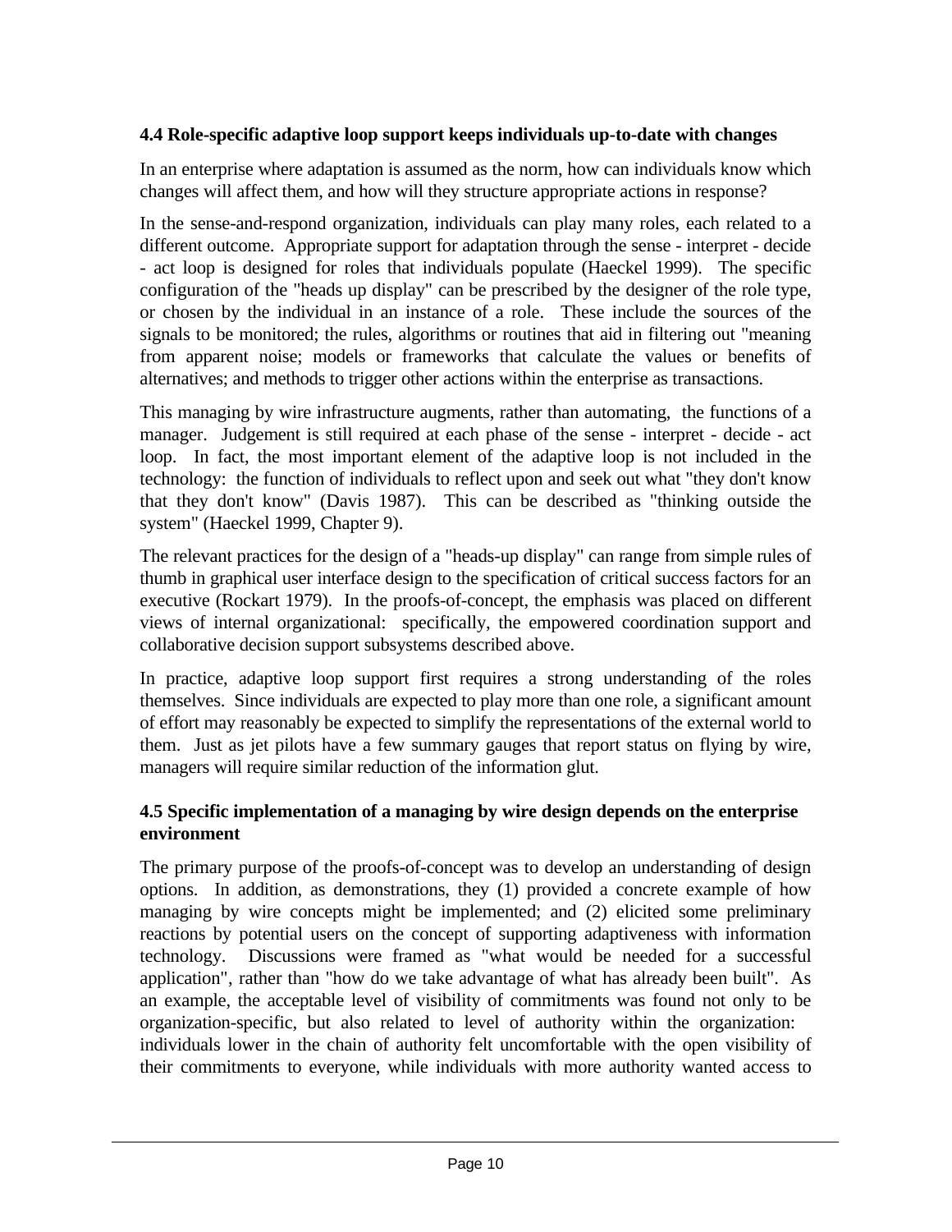### 4.4 Role-specific adaptive loop support keeps individuals up-to-date with changes

In an enterprise where adaptation is assumed as the norm, how can individuals know which changes will affect them, and how will they structure appropriate actions in response?

In the sense-and-respond organization, individuals can play many roles, each related to a different outcome. Appropriate support for adaptation through the sense - interpret - decide - act loop is designed for roles that individuals populate (Haeckel 1999). The specific configuration of the "heads up display" can be prescribed by the designer of the role type, or chosen by the individual in an instance of a role. These include the sources of the signals to be monitored; the rules, algorithms or routines that aid in filtering out "meaning from apparent noise; models or frameworks that calculate the values or benefits of alternatives; and methods to trigger other actions within the enterprise as transactions.

This managing by wire infrastructure augments, rather than automating, the functions of a manager. Judgement is still required at each phase of the sense - interpret - decide - act loop. In fact, the most important element of the adaptive loop is not included in the technology: the function of individuals to reflect upon and seek out what "they don't know that they don't know" (Davis 1987). This can be described as "thinking outside the system" (Haeckel 1999, Chapter 9).

The relevant practices for the design of a "heads-up display" can range from simple rules of thumb in graphical user interface design to the specification of critical success factors for an executive (Rockart 1979). In the proofs-of-concept, the emphasis was placed on different views of internal organizational: specifically, the empowered coordination support and collaborative decision support subsystems described above.

In practice, adaptive loop support first requires a strong understanding of the roles themselves. Since individuals are expected to play more than one role, a significant amount of effort may reasonably be expected to simplify the representations of the external world to them. Just as jet pilots have a few summary gauges that report status on flying by wire, managers will require similar reduction of the information glut.

### 4.5 Specific implementation of a managing by wire design depends on the enterprise environment

The primary purpose of the proofs-of-concept was to develop an understanding of design options. In addition, as demonstrations, they (1) provided a concrete example of how managing by wire concepts might be implemented; and (2) elicited some preliminary reactions by potential users on the concept of supporting adaptiveness with information technology. Discussions were framed as "what would be needed for a successful application", rather than "how do we take advantage of what has already been built". As an example, the acceptable level of visibility of commitments was found not only to be organization-specific, but also related to level of authority within the organization: individuals lower in the chain of authority felt uncomfortable with the open visibility of their commitments to everyone, while individuals with more authority wanted access to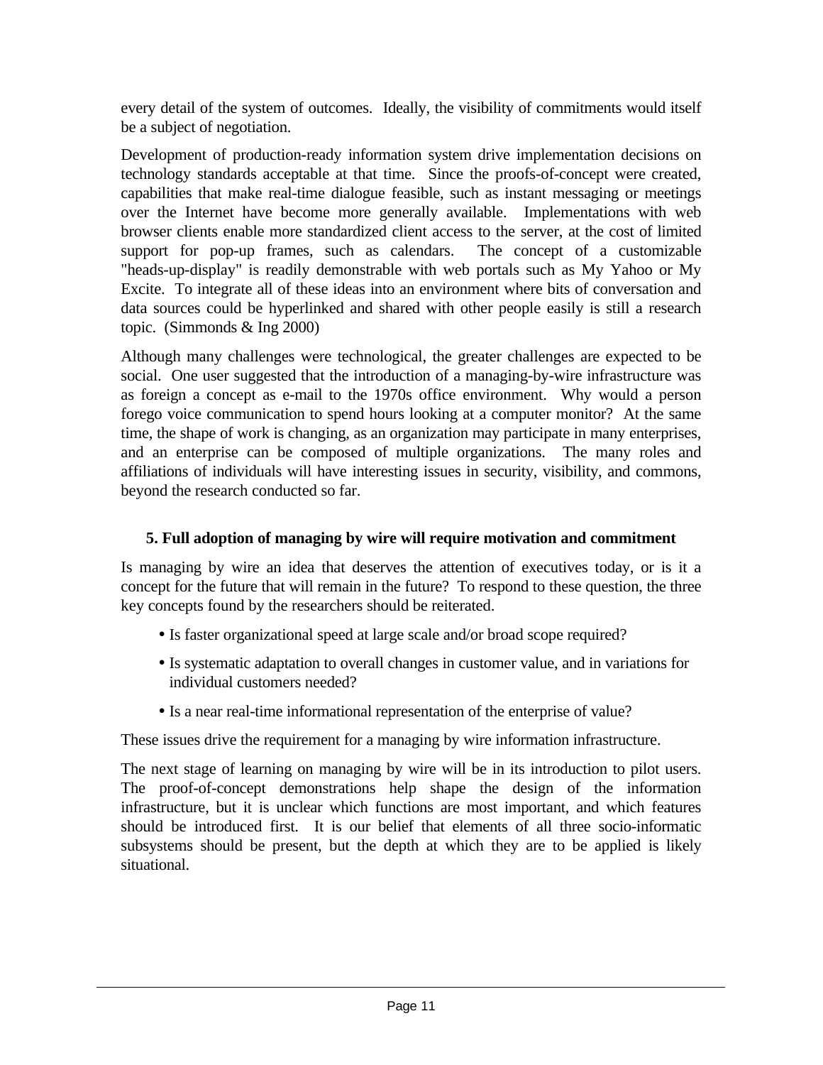every detail of the system of outcomes. Ideally, the visibility of commitments would itself be a subject of negotiation.

Development of production-ready information system drive implementation decisions on technology standards acceptable at that time. Since the proofs-of-concept were created, capabilities that make real-time dialogue feasible, such as instant messaging or meetings over the Internet have become more generally available. Implementations with web browser clients enable more standardized client access to the server, at the cost of limited support for pop-up frames, such as calendars. The concept of a customizable "heads-up-display" is readily demonstrable with web portals such as My Yahoo or My Excite. To integrate all of these ideas into an environment where bits of conversation and data sources could be hyperlinked and shared with other people easily is still a research topic. (Simmonds & Ing 2000)

Although many challenges were technological, the greater challenges are expected to be social. One user suggested that the introduction of a managing-by-wire infrastructure was as foreign a concept as e-mail to the 1970s office environment. Why would a person forego voice communication to spend hours looking at a computer monitor? At the same time, the shape of work is changing, as an organization may participate in many enterprises, and an enterprise can be composed of multiple organizations. The many roles and affiliations of individuals will have interesting issues in security, visibility, and commons, beyond the research conducted so far.

## 5. Full adoption of managing by wire will require motivation and commitment

Is managing by wire an idea that deserves the attention of executives today, or is it a concept for the future that will remain in the future? To respond to these question, the three key concepts found by the researchers should be reiterated.

- Is faster organizational speed at large scale and/or broad scope required?
- Is systematic adaptation to overall changes in customer value, and in variations for individual customers needed?
- Is a near real-time informational representation of the enterprise of value?

These issues drive the requirement for a managing by wire information infrastructure.

The next stage of learning on managing by wire will be in its introduction to pilot users. The proof-of-concept demonstrations help shape the design of the information infrastructure, but it is unclear which functions are most important, and which features should be introduced first. It is our belief that elements of all three socio-informatic subsystems should be present, but the depth at which they are to be applied is likely situational.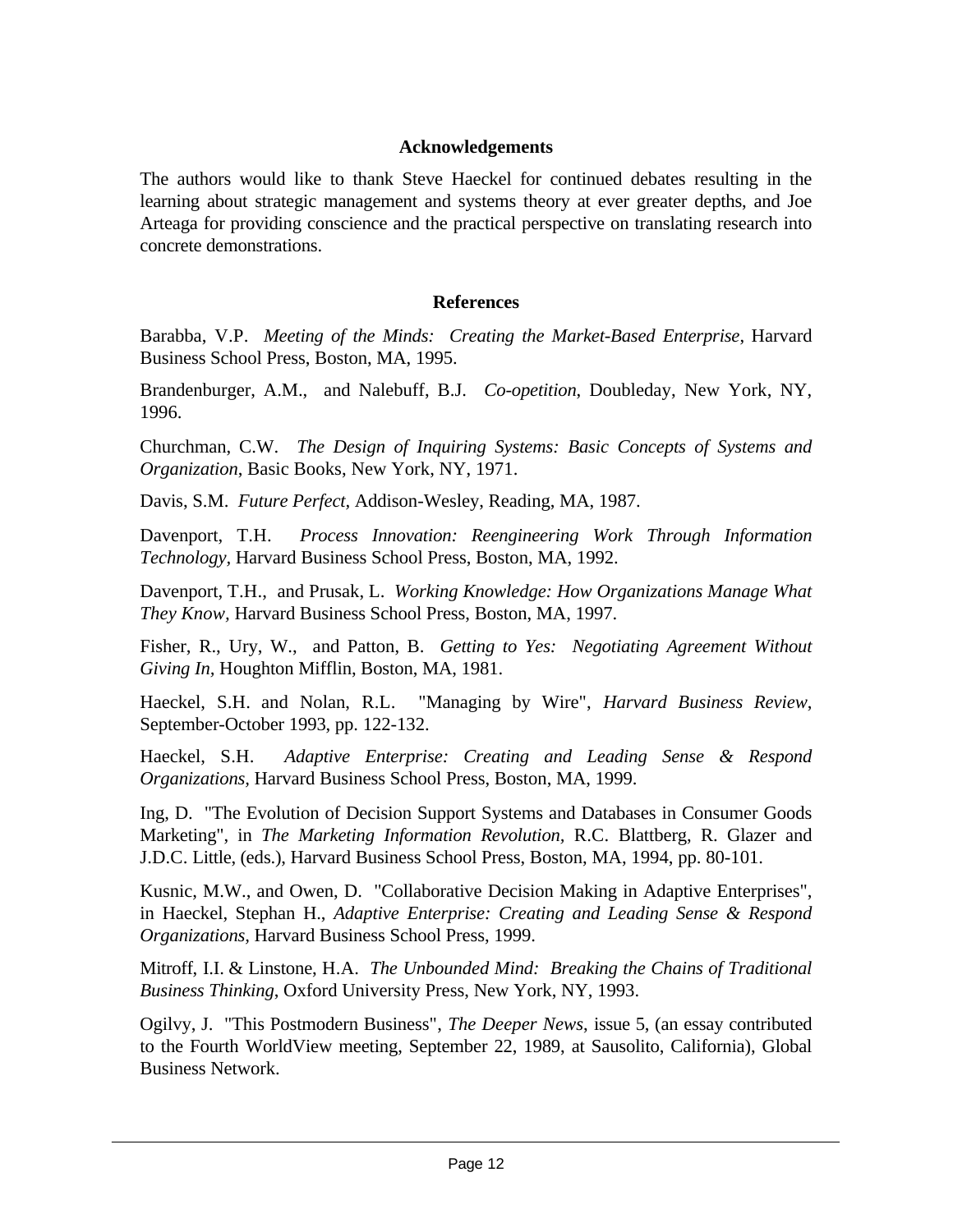## Acknowledgements

The authors would like to thank Steve Haeckel for continued debates resulting in the learning about strategic management and systems theory at ever greater depths, and Joe Arteaga for providing conscience and the practical perspective on translating research into concrete demonstrations.

## References

Barabba, V.P. *Meeting of the Minds: Creating the Market-Based Enterprise*, Harvard Business School Press, Boston, MA, 1995.

Brandenburger, A.M., and Nalebuff, B.J. *Co-opetition*, Doubleday, New York, NY, 1996.

Churchman, C.W. *The Design of Inquiring Systems: Basic Concepts of Systems and Organization*, Basic Books, New York, NY, 1971.

Davis, S.M. *Future Perfect,* Addison-Wesley, Reading, MA, 1987.

Davenport, T.H. *Process Innovation: Reengineering Work Through Information Technology,* Harvard Business School Press, Boston, MA, 1992.

Davenport, T.H., and Prusak, L. *Working Knowledge: How Organizations Manage What They Know,* Harvard Business School Press, Boston, MA, 1997.

Fisher, R., Ury, W., and Patton, B. *Getting to Yes: Negotiating Agreement Without Giving In,* Houghton Mifflin, Boston, MA, 1981.

Haeckel, S.H. and Nolan, R.L. "Managing by Wire", *Harvard Business Review*, September-October 1993, pp. 122-132.

Haeckel, S.H. *Adaptive Enterprise: Creating and Leading Sense & Respond Organizations,* Harvard Business School Press, Boston, MA, 1999.

Ing, D. "The Evolution of Decision Support Systems and Databases in Consumer Goods Marketing", in *The Marketing Information Revolution*, R.C. Blattberg, R. Glazer and J.D.C. Little, (eds.), Harvard Business School Press, Boston, MA, 1994, pp. 80-101.

Kusnic, M.W., and Owen, D. "Collaborative Decision Making in Adaptive Enterprises", in Haeckel, Stephan H., *Adaptive Enterprise: Creating and Leading Sense & Respond Organizations*, Harvard Business School Press, 1999.

Mitroff, I.I. & Linstone, H.A. *The Unbounded Mind: Breaking the Chains of Traditional Business Thinking,* Oxford University Press, New York, NY, 1993.

Ogilvy, J. "This Postmodern Business", *The Deeper News*, issue 5, (an essay contributed to the Fourth WorldView meeting, September 22, 1989, at Sausolito, California), Global Business Network.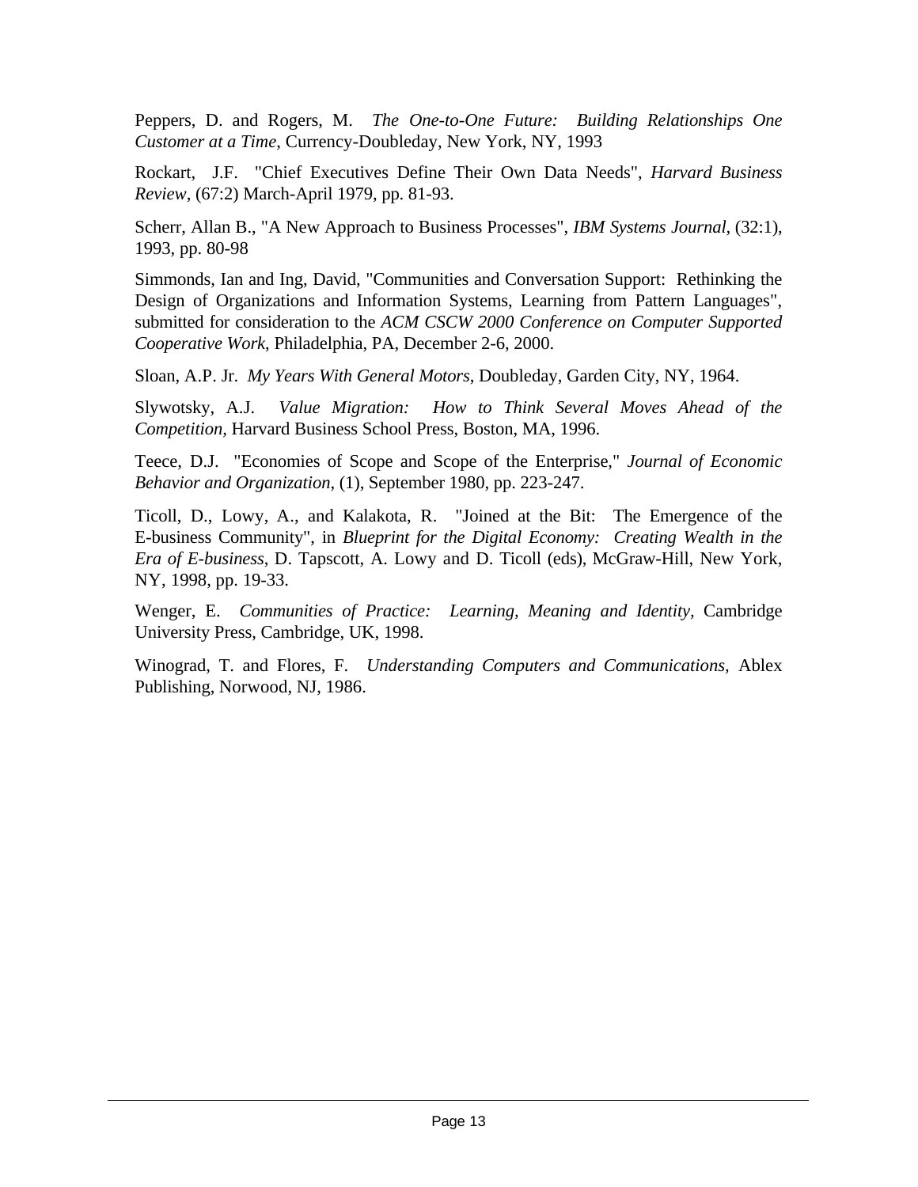Peppers, D. and Rogers, M. *The One-to-One Future: Building Relationships One Customer at a Time*, Currency-Doubleday, New York, NY, 1993

Rockart, J.F. "Chief Executives Define Their Own Data Needs", *Harvard Business Review*, (67:2) March-April 1979, pp. 81-93.

Scherr, Allan B., "A New Approach to Business Processes", *IBM Systems Journal*, (32:1), 1993, pp. 80-98

Simmonds, Ian and Ing, David, "Communities and Conversation Support: Rethinking the Design of Organizations and Information Systems, Learning from Pattern Languages", submitted for consideration to the *ACM CSCW 2000 Conference on Computer Supported Cooperative Work*, Philadelphia, PA, December 2-6, 2000.

Sloan, A.P. Jr. *My Years With General Motors*, Doubleday, Garden City, NY, 1964.

Slywotsky, A.J. *Value Migration: How to Think Several Moves Ahead of the Competition*, Harvard Business School Press, Boston, MA, 1996.

Teece, D.J. "Economies of Scope and Scope of the Enterprise," *Journal of Economic Behavior and Organization*, (1), September 1980, pp. 223-247.

Ticoll, D., Lowy, A., and Kalakota, R. "Joined at the Bit: The Emergence of the E-business Community", in *Blueprint for the Digital Economy: Creating Wealth in the Era of E-business*, D. Tapscott, A. Lowy and D. Ticoll (eds), McGraw-Hill, New York, NY, 1998, pp. 19-33.

Wenger, E. *Communities of Practice: Learning, Meaning and Identity*, Cambridge University Press, Cambridge, UK, 1998.

Winograd, T. and Flores, F. *Understanding Computers and Communications*, Ablex Publishing, Norwood, NJ, 1986.